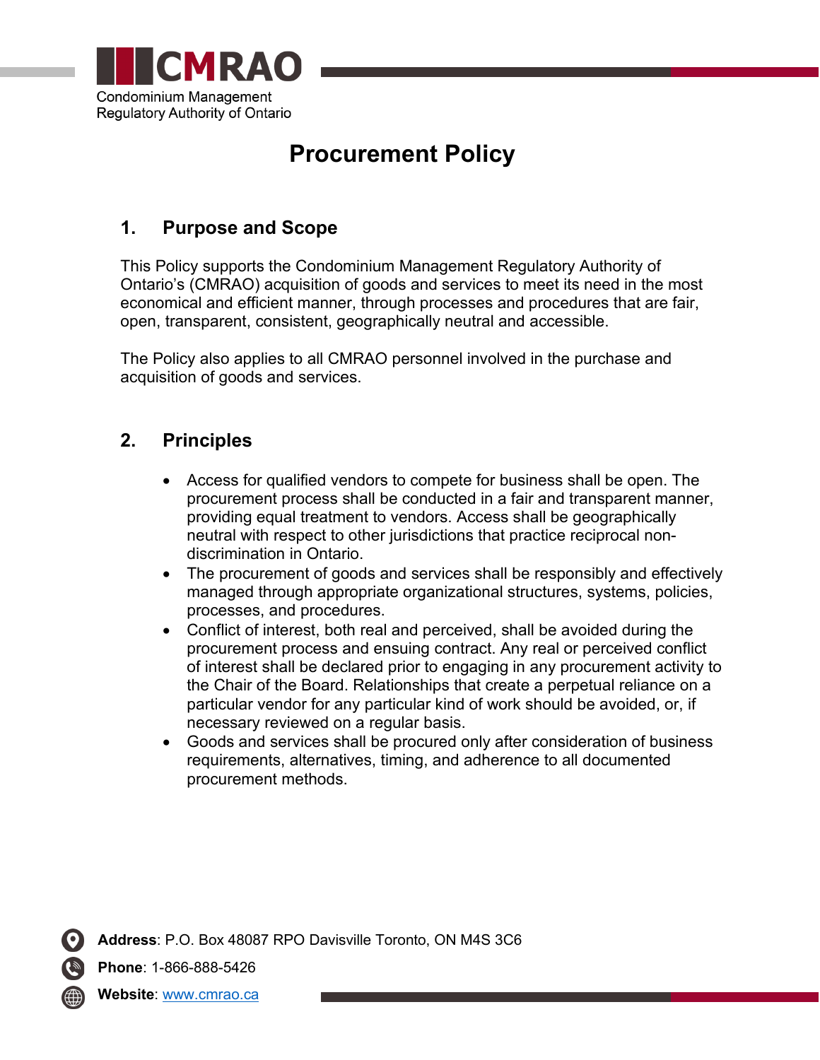CMRAO

Condominium Management Regulatory Authority of Ontario

# Procurement Policy

## 1. Purpose and Scope

This Policy supports the Condominium Management Regulatory Authority of Ontario's (CMRAO) acquisition of goods and services to meet its need in the most economical and efficient manner, through processes and procedures that are fair, open, transparent, consistent, geographically neutral and accessible.

The Policy also applies to all CMRAO personnel involved in the purchase and acquisition of goods and services.

## 2. Principles

- Access for qualified vendors to compete for business shall be open. The procurement process shall be conducted in a fair and transparent manner, providing equal treatment to vendors. Access shall be geographically neutral with respect to other jurisdictions that practice reciprocal non-discrimination in Ontario.
- The procurement of goods and services shall be responsibly and effectively managed through appropriate organizational structures, systems, policies, processes, and procedures.
- Conflict of interest, both real and perceived, shall be avoided during the procurement process and ensuing contract. Any real or perceived conflict of interest shall be declared prior to engaging in any procurement activity to the Chair of the Board. Relationships that create a perpetual reliance on a particular vendor for any particular kind of work should be avoided, or, if necessary reviewed on a regular basis.
- Goods and services shall be procured only after consideration of business requirements, alternatives, timing, and adherence to all documented procurement methods.

**Address**: P.O. Box 48087 RPO Davisville Toronto, ON M4S 3C6

**Phone**: 1-866-888-5426

**Website**: www.cmrao.ca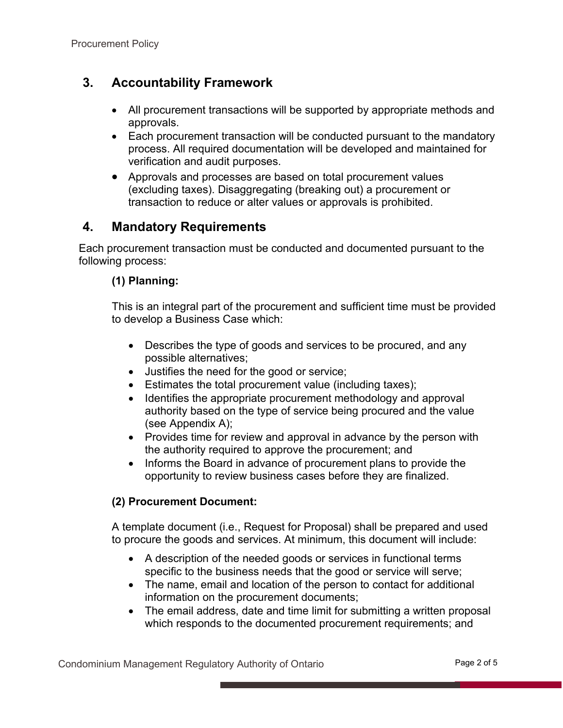## 3. Accountability Framework

- All procurement transactions will be supported by appropriate methods and approvals.
- Each procurement transaction will be conducted pursuant to the mandatory process. All required documentation will be developed and maintained for verification and audit purposes.
- Approvals and processes are based on total procurement values (excluding taxes). Disaggregating (breaking out) a procurement or transaction to reduce or alter values or approvals is prohibited.

## 4. Mandatory Requirements

Each procurement transaction must be conducted and documented pursuant to the following process:

**(1) Planning:**

This is an integral part of the procurement and sufficient time must be provided to develop a Business Case which:

- Describes the type of goods and services to be procured, and any possible alternatives;
- Justifies the need for the good or service;
- Estimates the total procurement value (including taxes);
- Identifies the appropriate procurement methodology and approval authority based on the type of service being procured and the value (see Appendix A);
- Provides time for review and approval in advance by the person with the authority required to approve the procurement; and
- Informs the Board in advance of procurement plans to provide the opportunity to review business cases before they are finalized.

**(2) Procurement Document:**

A template document (i.e., Request for Proposal) shall be prepared and used to procure the goods and services. At minimum, this document will include:

- A description of the needed goods or services in functional terms specific to the business needs that the good or service will serve;
- The name, email and location of the person to contact for additional information on the procurement documents;
- The email address, date and time limit for submitting a written proposal which responds to the documented procurement requirements; and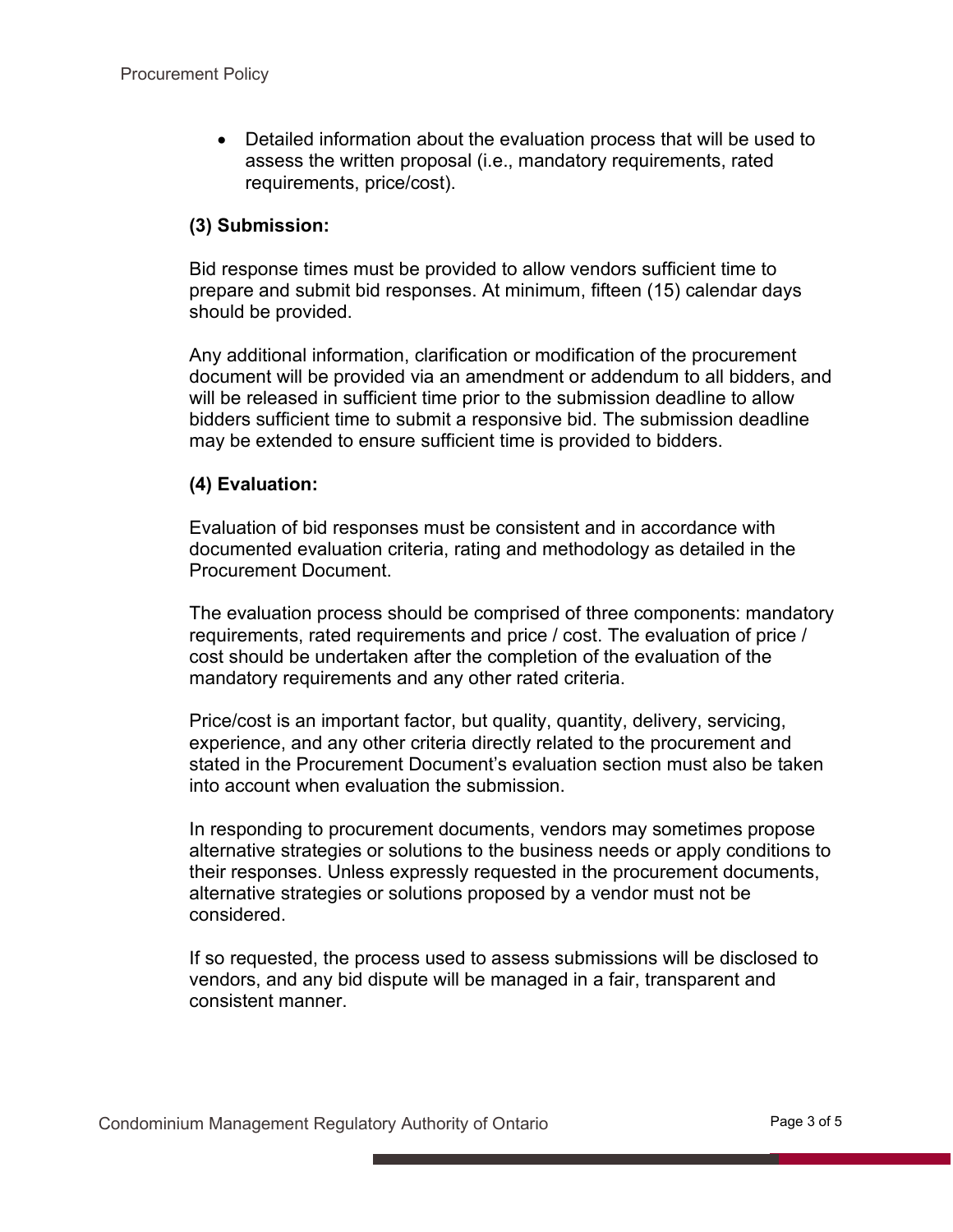- Detailed information about the evaluation process that will be used to assess the written proposal (i.e., mandatory requirements, rated requirements, price/cost).

**(3) Submission:**

Bid response times must be provided to allow vendors sufficient time to prepare and submit bid responses. At minimum, fifteen (15) calendar days should be provided.

Any additional information, clarification or modification of the procurement document will be provided via an amendment or addendum to all bidders, and will be released in sufficient time prior to the submission deadline to allow bidders sufficient time to submit a responsive bid. The submission deadline may be extended to ensure sufficient time is provided to bidders.

**(4) Evaluation:**

Evaluation of bid responses must be consistent and in accordance with documented evaluation criteria, rating and methodology as detailed in the Procurement Document.

The evaluation process should be comprised of three components: mandatory requirements, rated requirements and price / cost. The evaluation of price / cost should be undertaken after the completion of the evaluation of the mandatory requirements and any other rated criteria.

Price/cost is an important factor, but quality, quantity, delivery, servicing, experience, and any other criteria directly related to the procurement and stated in the Procurement Document's evaluation section must also be taken into account when evaluation the submission.

In responding to procurement documents, vendors may sometimes propose alternative strategies or solutions to the business needs or apply conditions to their responses. Unless expressly requested in the procurement documents, alternative strategies or solutions proposed by a vendor must not be considered.

If so requested, the process used to assess submissions will be disclosed to vendors, and any bid dispute will be managed in a fair, transparent and consistent manner.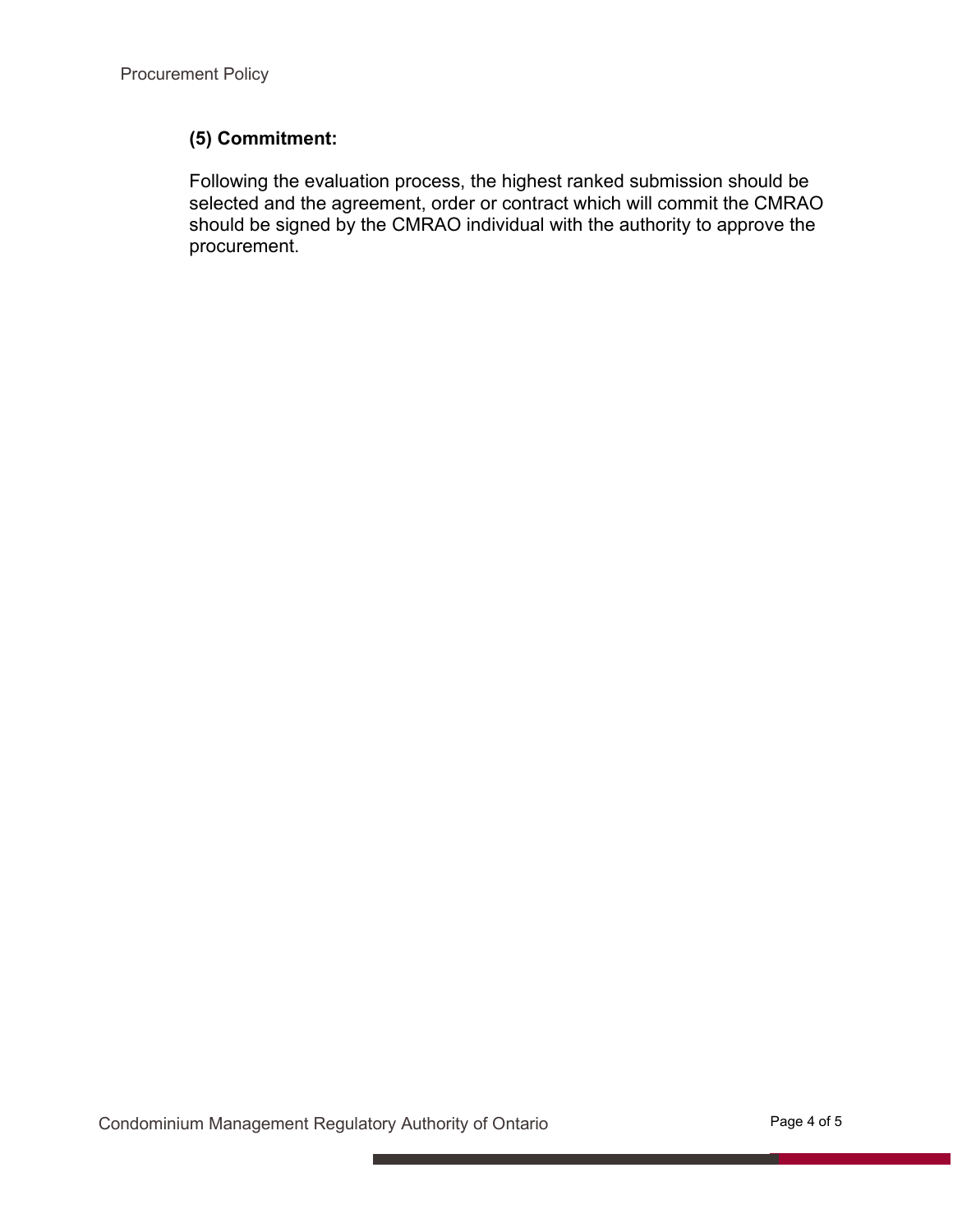**(5) Commitment:**

Following the evaluation process, the highest ranked submission should be selected and the agreement, order or contract which will commit the CMRAO should be signed by the CMRAO individual with the authority to approve the procurement.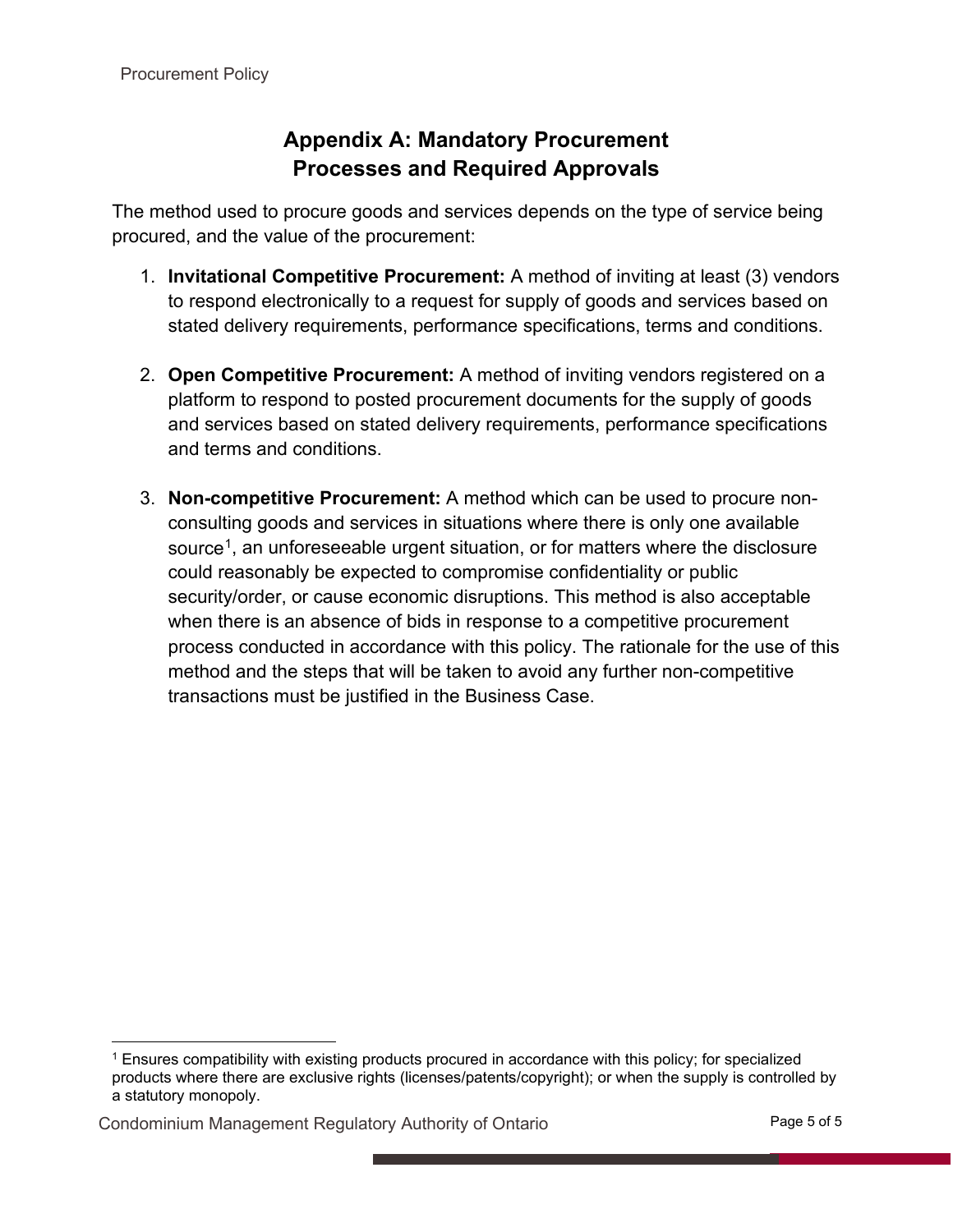## Appendix A: Mandatory Procurement Processes and Required Approvals

The method used to procure goods and services depends on the type of service being procured, and the value of the procurement:

1. **Invitational Competitive Procurement:** A method of inviting at least (3) vendors to respond electronically to a request for supply of goods and services based on stated delivery requirements, performance specifications, terms and conditions.

2. **Open Competitive Procurement:** A method of inviting vendors registered on a platform to respond to posted procurement documents for the supply of goods and services based on stated delivery requirements, performance specifications and terms and conditions.

3. **Non-competitive Procurement:** A method which can be used to procure non-consulting goods and services in situations where there is only one available source[1], an unforeseeable urgent situation, or for matters where the disclosure could reasonably be expected to compromise confidentiality or public security/order, or cause economic disruptions. This method is also acceptable when there is an absence of bids in response to a competitive procurement process conducted in accordance with this policy. The rationale for the use of this method and the steps that will be taken to avoid any further non-competitive transactions must be justified in the Business Case.

---

[1] Ensures compatibility with existing products procured in accordance with this policy; for specialized products where there are exclusive rights (licenses/patents/copyright); or when the supply is controlled by a statutory monopoly.